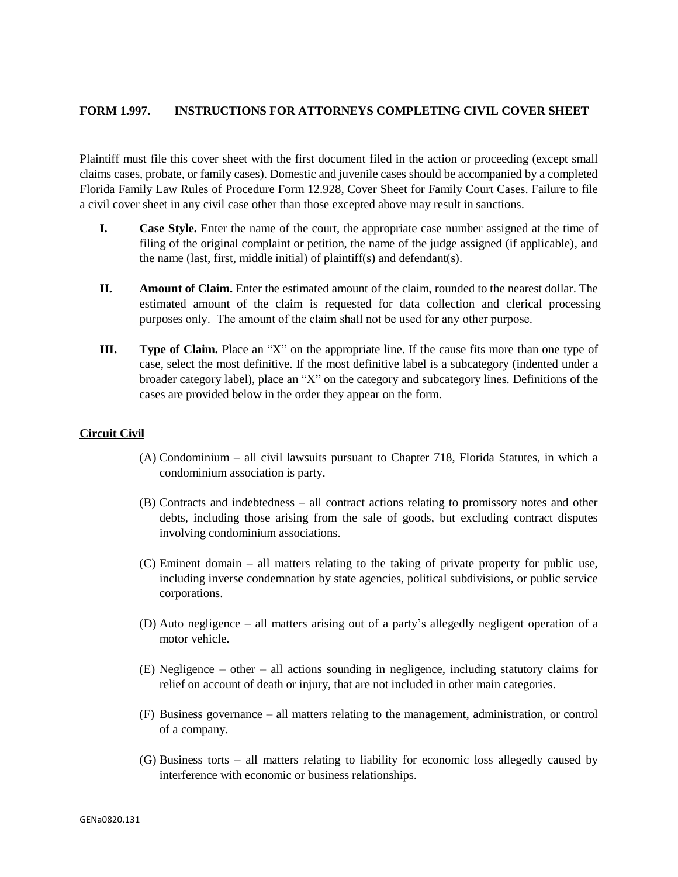## FORM 1.997. INSTRUCTIONS FOR ATTORNEYS COMPLETING CIVIL COVER SHEET

Plaintiff must file this cover sheet with the first document filed in the action or proceeding (except small claims cases, probate, or family cases). Domestic and juvenile cases should be accompanied by a completed Florida Family Law Rules of Procedure Form 12.928, Cover Sheet for Family Court Cases. Failure to file a civil cover sheet in any civil case other than those excepted above may result in sanctions.

**I. Case Style.** Enter the name of the court, the appropriate case number assigned at the time of filing of the original complaint or petition, the name of the judge assigned (if applicable), and the name (last, first, middle initial) of plaintiff(s) and defendant(s).

**II. Amount of Claim.** Enter the estimated amount of the claim, rounded to the nearest dollar. The estimated amount of the claim is requested for data collection and clerical processing purposes only. The amount of the claim shall not be used for any other purpose.

**III. Type of Claim.** Place an "X" on the appropriate line. If the cause fits more than one type of case, select the most definitive. If the most definitive label is a subcategory (indented under a broader category label), place an "X" on the category and subcategory lines. Definitions of the cases are provided below in the order they appear on the form.

### Circuit Civil

(A) Condominium – all civil lawsuits pursuant to Chapter 718, Florida Statutes, in which a condominium association is party.

(B) Contracts and indebtedness – all contract actions relating to promissory notes and other debts, including those arising from the sale of goods, but excluding contract disputes involving condominium associations.

(C) Eminent domain – all matters relating to the taking of private property for public use, including inverse condemnation by state agencies, political subdivisions, or public service corporations.

(D) Auto negligence – all matters arising out of a party's allegedly negligent operation of a motor vehicle.

(E) Negligence – other – all actions sounding in negligence, including statutory claims for relief on account of death or injury, that are not included in other main categories.

(F) Business governance – all matters relating to the management, administration, or control of a company.

(G) Business torts – all matters relating to liability for economic loss allegedly caused by interference with economic or business relationships.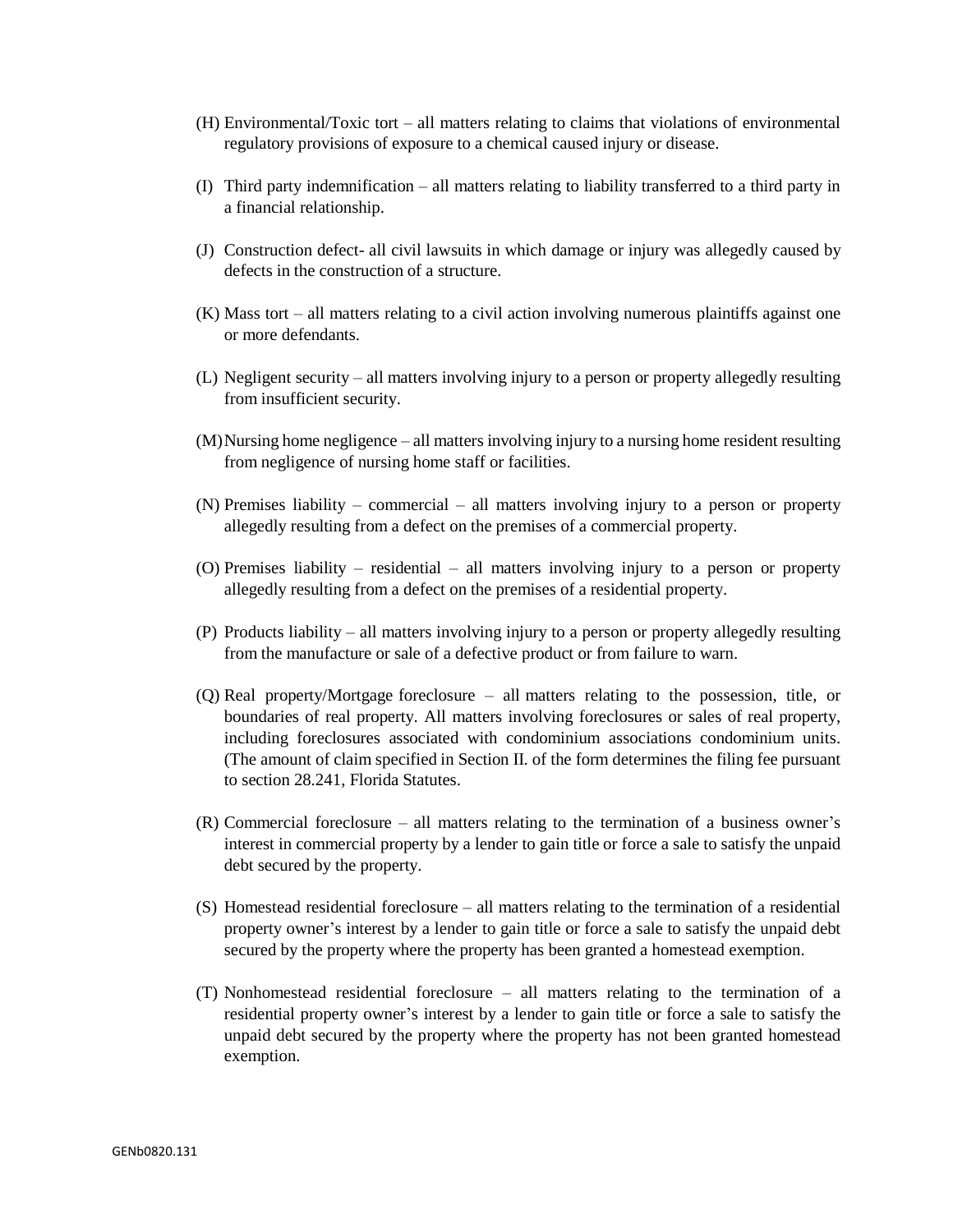(H) Environmental/Toxic tort – all matters relating to claims that violations of environmental regulatory provisions of exposure to a chemical caused injury or disease.

(I) Third party indemnification – all matters relating to liability transferred to a third party in a financial relationship.

(J) Construction defect- all civil lawsuits in which damage or injury was allegedly caused by defects in the construction of a structure.

(K) Mass tort – all matters relating to a civil action involving numerous plaintiffs against one or more defendants.

(L) Negligent security – all matters involving injury to a person or property allegedly resulting from insufficient security.

(M) Nursing home negligence – all matters involving injury to a nursing home resident resulting from negligence of nursing home staff or facilities.

(N) Premises liability – commercial – all matters involving injury to a person or property allegedly resulting from a defect on the premises of a commercial property.

(O) Premises liability – residential – all matters involving injury to a person or property allegedly resulting from a defect on the premises of a residential property.

(P) Products liability – all matters involving injury to a person or property allegedly resulting from the manufacture or sale of a defective product or from failure to warn.

(Q) Real property/Mortgage foreclosure – all matters relating to the possession, title, or boundaries of real property. All matters involving foreclosures or sales of real property, including foreclosures associated with condominium associations condominium units. (The amount of claim specified in Section II. of the form determines the filing fee pursuant to section 28.241, Florida Statutes.

(R) Commercial foreclosure – all matters relating to the termination of a business owner's interest in commercial property by a lender to gain title or force a sale to satisfy the unpaid debt secured by the property.

(S) Homestead residential foreclosure – all matters relating to the termination of a residential property owner's interest by a lender to gain title or force a sale to satisfy the unpaid debt secured by the property where the property has been granted a homestead exemption.

(T) Nonhomestead residential foreclosure – all matters relating to the termination of a residential property owner's interest by a lender to gain title or force a sale to satisfy the unpaid debt secured by the property where the property has not been granted homestead exemption.

GENb0820.131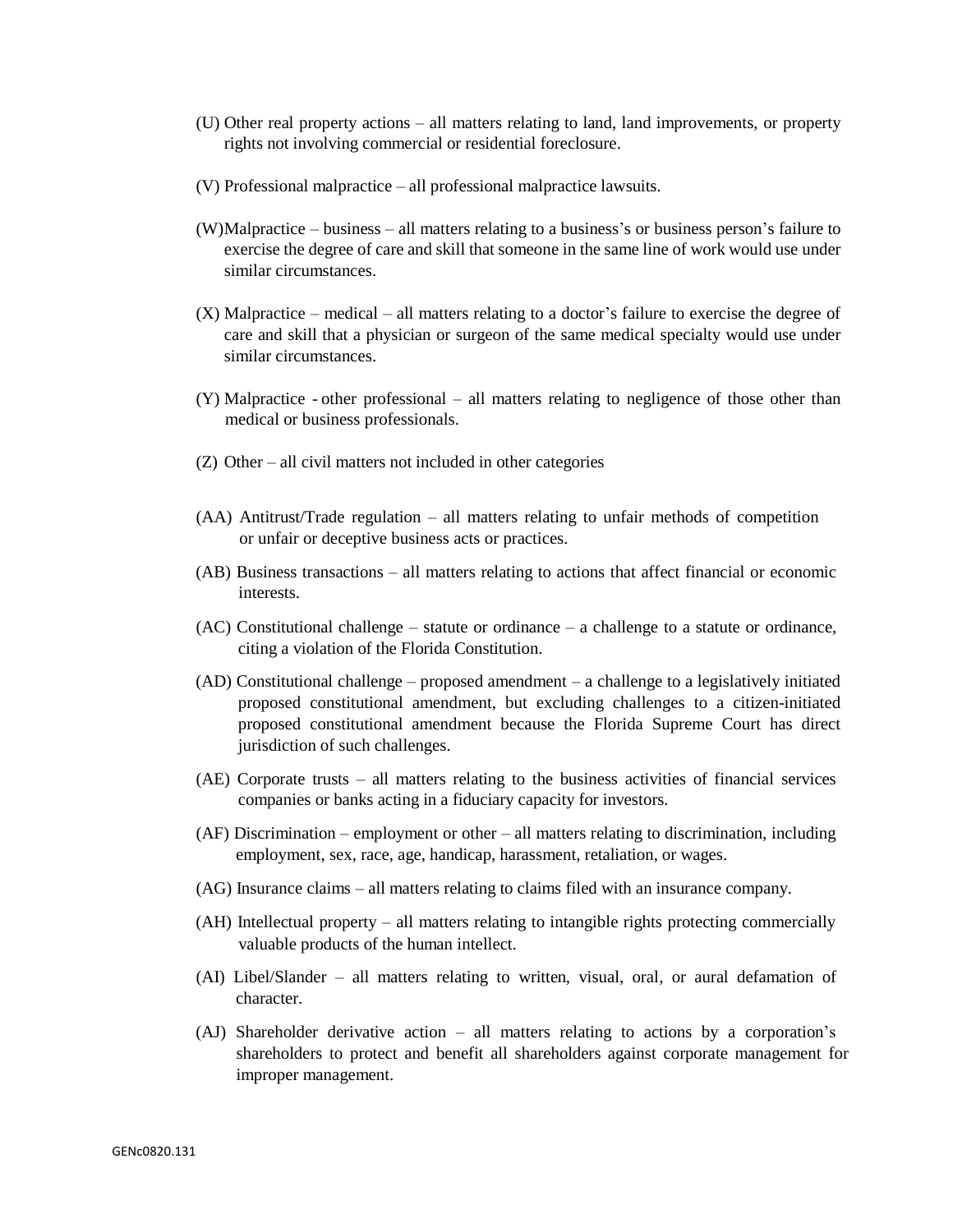(U) Other real property actions – all matters relating to land, land improvements, or property rights not involving commercial or residential foreclosure.

(V) Professional malpractice – all professional malpractice lawsuits.

(W) Malpractice – business – all matters relating to a business's or business person's failure to exercise the degree of care and skill that someone in the same line of work would use under similar circumstances.

(X) Malpractice – medical – all matters relating to a doctor's failure to exercise the degree of care and skill that a physician or surgeon of the same medical specialty would use under similar circumstances.

(Y) Malpractice - other professional – all matters relating to negligence of those other than medical or business professionals.

(Z) Other – all civil matters not included in other categories

(AA) Antitrust/Trade regulation – all matters relating to unfair methods of competition or unfair or deceptive business acts or practices.

(AB) Business transactions – all matters relating to actions that affect financial or economic interests.

(AC) Constitutional challenge – statute or ordinance – a challenge to a statute or ordinance, citing a violation of the Florida Constitution.

(AD) Constitutional challenge – proposed amendment – a challenge to a legislatively initiated proposed constitutional amendment, but excluding challenges to a citizen-initiated proposed constitutional amendment because the Florida Supreme Court has direct jurisdiction of such challenges.

(AE) Corporate trusts – all matters relating to the business activities of financial services companies or banks acting in a fiduciary capacity for investors.

(AF) Discrimination – employment or other – all matters relating to discrimination, including employment, sex, race, age, handicap, harassment, retaliation, or wages.

(AG) Insurance claims – all matters relating to claims filed with an insurance company.

(AH) Intellectual property – all matters relating to intangible rights protecting commercially valuable products of the human intellect.

(AI) Libel/Slander – all matters relating to written, visual, oral, or aural defamation of character.

(AJ) Shareholder derivative action – all matters relating to actions by a corporation's shareholders to protect and benefit all shareholders against corporate management for improper management.

GENc0820.131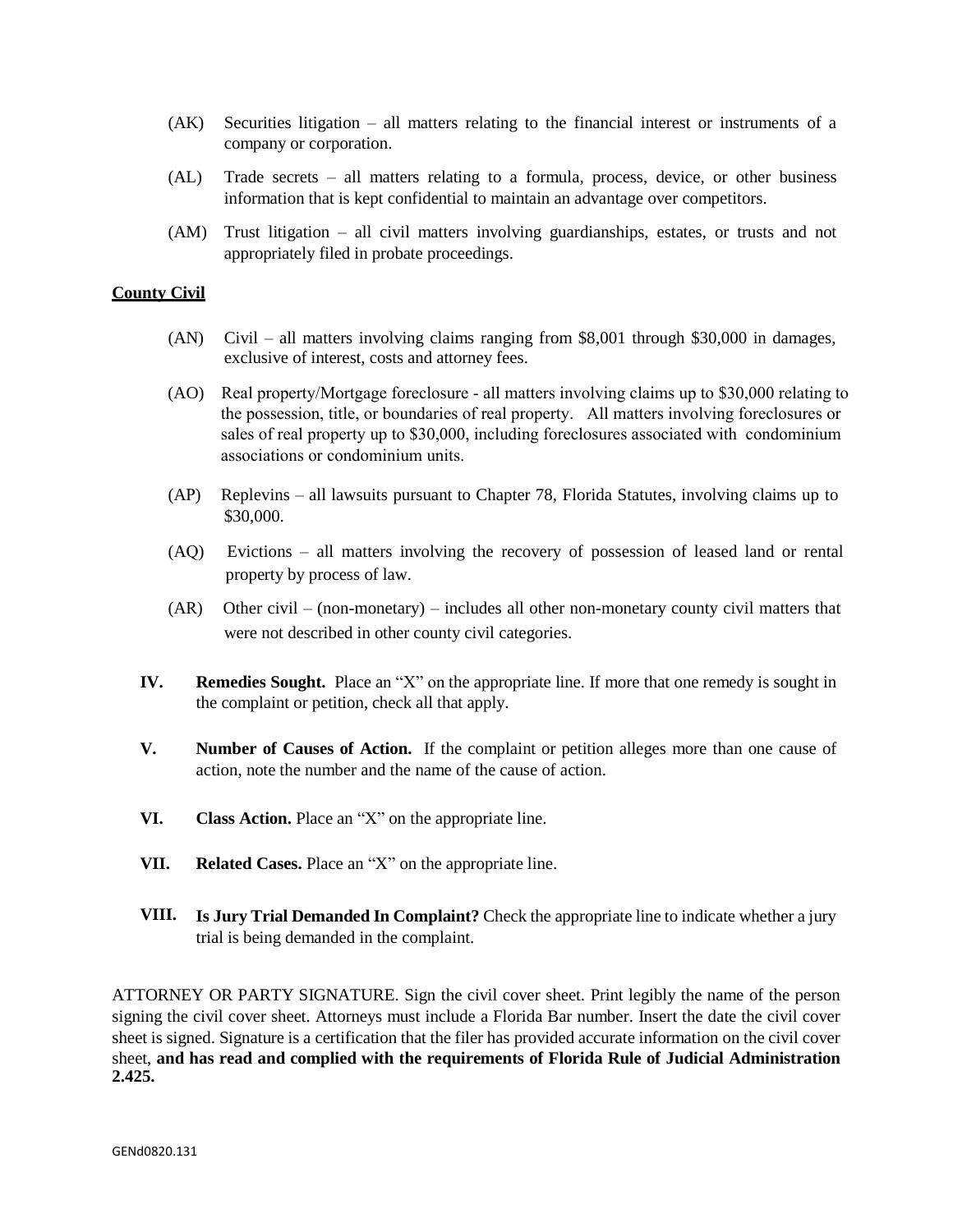(AK) Securities litigation – all matters relating to the financial interest or instruments of a company or corporation.

(AL) Trade secrets – all matters relating to a formula, process, device, or other business information that is kept confidential to maintain an advantage over competitors.

(AM) Trust litigation – all civil matters involving guardianships, estates, or trusts and not appropriately filed in probate proceedings.

**County Civil**

(AN) Civil – all matters involving claims ranging from $8,001 through $30,000 in damages, exclusive of interest, costs and attorney fees.

(AO) Real property/Mortgage foreclosure - all matters involving claims up to $30,000 relating to the possession, title, or boundaries of real property. All matters involving foreclosures or sales of real property up to $30,000, including foreclosures associated with condominium associations or condominium units.

(AP) Replevins – all lawsuits pursuant to Chapter 78, Florida Statutes, involving claims up to $30,000.

(AQ) Evictions – all matters involving the recovery of possession of leased land or rental property by process of law.

(AR) Other civil – (non-monetary) – includes all other non-monetary county civil matters that were not described in other county civil categories.

**IV. Remedies Sought.** Place an "X" on the appropriate line. If more that one remedy is sought in the complaint or petition, check all that apply.

**V. Number of Causes of Action.** If the complaint or petition alleges more than one cause of action, note the number and the name of the cause of action.

**VI. Class Action.** Place an "X" on the appropriate line.

**VII. Related Cases.** Place an "X" on the appropriate line.

**VIII. Is Jury Trial Demanded In Complaint?** Check the appropriate line to indicate whether a jury trial is being demanded in the complaint.

ATTORNEY OR PARTY SIGNATURE. Sign the civil cover sheet. Print legibly the name of the person signing the civil cover sheet. Attorneys must include a Florida Bar number. Insert the date the civil cover sheet is signed. Signature is a certification that the filer has provided accurate information on the civil cover sheet, **and has read and complied with the requirements of Florida Rule of Judicial Administration 2.425.**

GENd0820.131